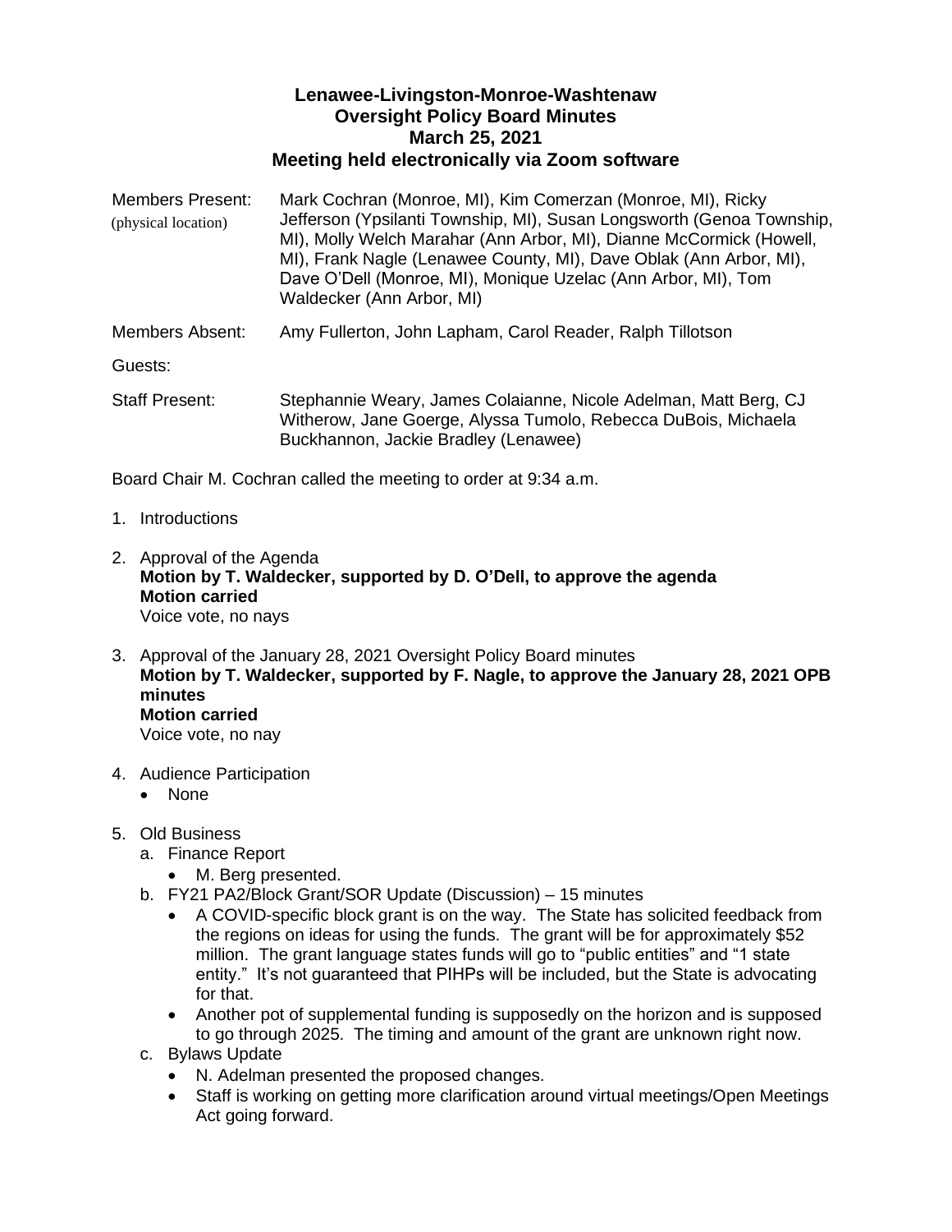# Lenawee-Livingston-Monroe-Washtenaw
## Oversight Policy Board Minutes
## March 25, 2021
## Meeting held electronically via Zoom software

| | |
|---|---|
| Members Present: (physical location) | Mark Cochran (Monroe, MI), Kim Comerzan (Monroe, MI), Ricky Jefferson (Ypsilanti Township, MI), Susan Longsworth (Genoa Township, MI), Molly Welch Marahar (Ann Arbor, MI), Dianne McCormick (Howell, MI), Frank Nagle (Lenawee County, MI), Dave Oblak (Ann Arbor, MI), Dave O'Dell (Monroe, MI), Monique Uzelac (Ann Arbor, MI), Tom Waldecker (Ann Arbor, MI) |
| Members Absent: | Amy Fullerton, John Lapham, Carol Reader, Ralph Tillotson |
| Guests: | |
| Staff Present: | Stephannie Weary, James Colaianne, Nicole Adelman, Matt Berg, CJ Witherow, Jane Goerge, Alyssa Tumolo, Rebecca DuBois, Michaela Buckhannon, Jackie Bradley (Lenawee) |

Board Chair M. Cochran called the meeting to order at 9:34 a.m.

1. Introductions

2. Approval of the Agenda
   **Motion by T. Waldecker, supported by D. O'Dell, to approve the agenda**
   **Motion carried**
   Voice vote, no nays

3. Approval of the January 28, 2021 Oversight Policy Board minutes
   **Motion by T. Waldecker, supported by F. Nagle, to approve the January 28, 2021 OPB minutes**
   **Motion carried**
   Voice vote, no nay

4. Audience Participation
   - None

5. Old Business
   a. Finance Report
      - M. Berg presented.

   b. FY21 PA2/Block Grant/SOR Update (Discussion) – 15 minutes
      - A COVID-specific block grant is on the way. The State has solicited feedback from the regions on ideas for using the funds. The grant will be for approximately $52 million. The grant language states funds will go to "public entities" and "1 state entity." It's not guaranteed that PIHPs will be included, but the State is advocating for that.
      - Another pot of supplemental funding is supposedly on the horizon and is supposed to go through 2025. The timing and amount of the grant are unknown right now.

   c. Bylaws Update
      - N. Adelman presented the proposed changes.
      - Staff is working on getting more clarification around virtual meetings/Open Meetings Act going forward.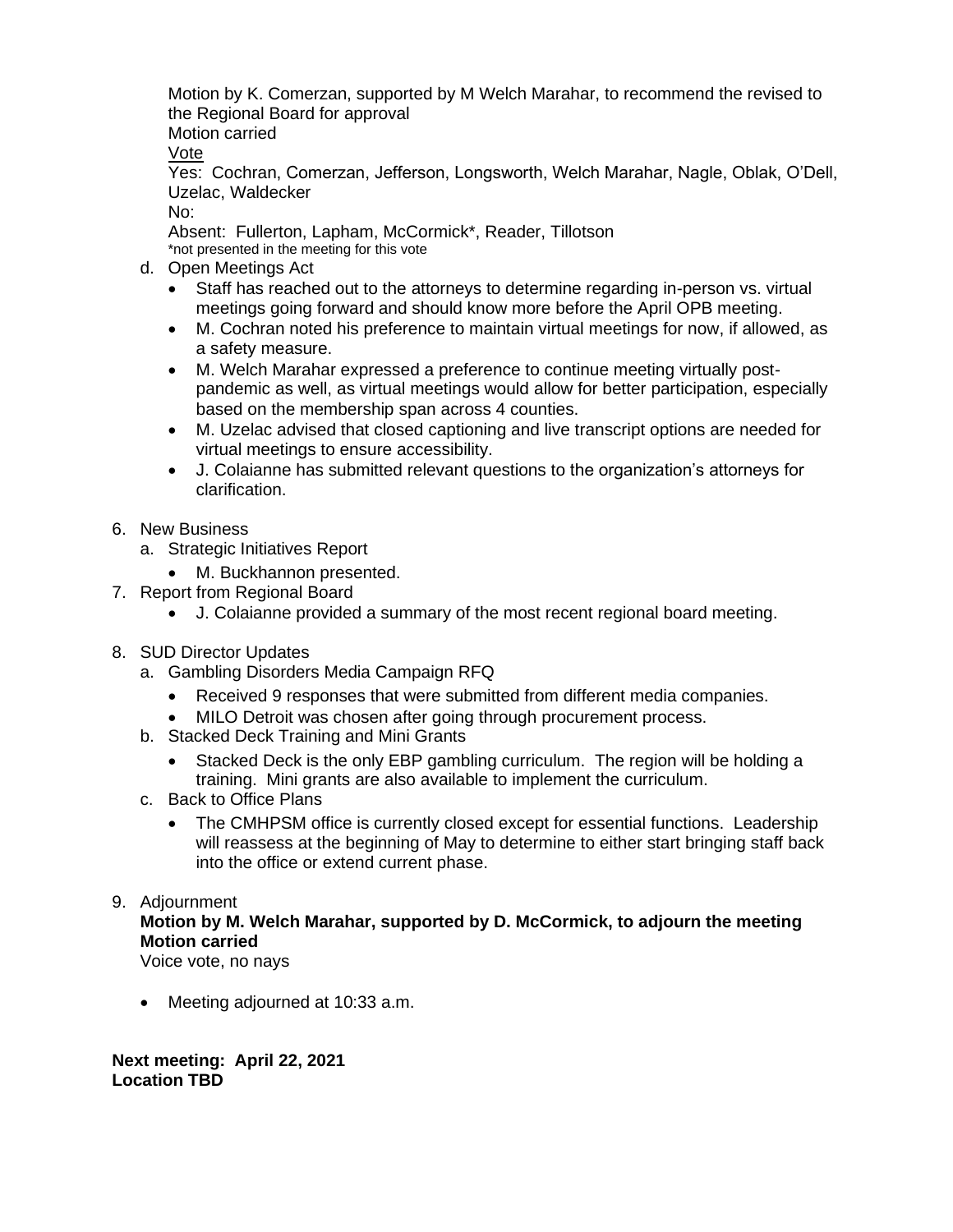Motion by K. Comerzan, supported by M Welch Marahar, to recommend the revised to the Regional Board for approval
Motion carried
Vote
Yes: Cochran, Comerzan, Jefferson, Longsworth, Welch Marahar, Nagle, Oblak, O'Dell, Uzelac, Waldecker
No:
Absent: Fullerton, Lapham, McCormick*, Reader, Tillotson
*not presented in the meeting for this vote

d. Open Meetings Act
   - Staff has reached out to the attorneys to determine regarding in-person vs. virtual meetings going forward and should know more before the April OPB meeting.
   - M. Cochran noted his preference to maintain virtual meetings for now, if allowed, as a safety measure.
   - M. Welch Marahar expressed a preference to continue meeting virtually post-pandemic as well, as virtual meetings would allow for better participation, especially based on the membership span across 4 counties.
   - M. Uzelac advised that closed captioning and live transcript options are needed for virtual meetings to ensure accessibility.
   - J. Colaianne has submitted relevant questions to the organization's attorneys for clarification.

6. New Business
   a. Strategic Initiatives Report
      - M. Buckhannon presented.
7. Report from Regional Board
   - J. Colaianne provided a summary of the most recent regional board meeting.
8. SUD Director Updates
   a. Gambling Disorders Media Campaign RFQ
      - Received 9 responses that were submitted from different media companies.
      - MILO Detroit was chosen after going through procurement process.
   b. Stacked Deck Training and Mini Grants
      - Stacked Deck is the only EBP gambling curriculum. The region will be holding a training. Mini grants are also available to implement the curriculum.
   c. Back to Office Plans
      - The CMHPSM office is currently closed except for essential functions. Leadership will reassess at the beginning of May to determine to either start bringing staff back into the office or extend current phase.
9. Adjournment

**Motion by M. Welch Marahar, supported by D. McCormick, to adjourn the meeting**
**Motion carried**
Voice vote, no nays

- Meeting adjourned at 10:33 a.m.

**Next meeting: April 22, 2021**
**Location TBD**